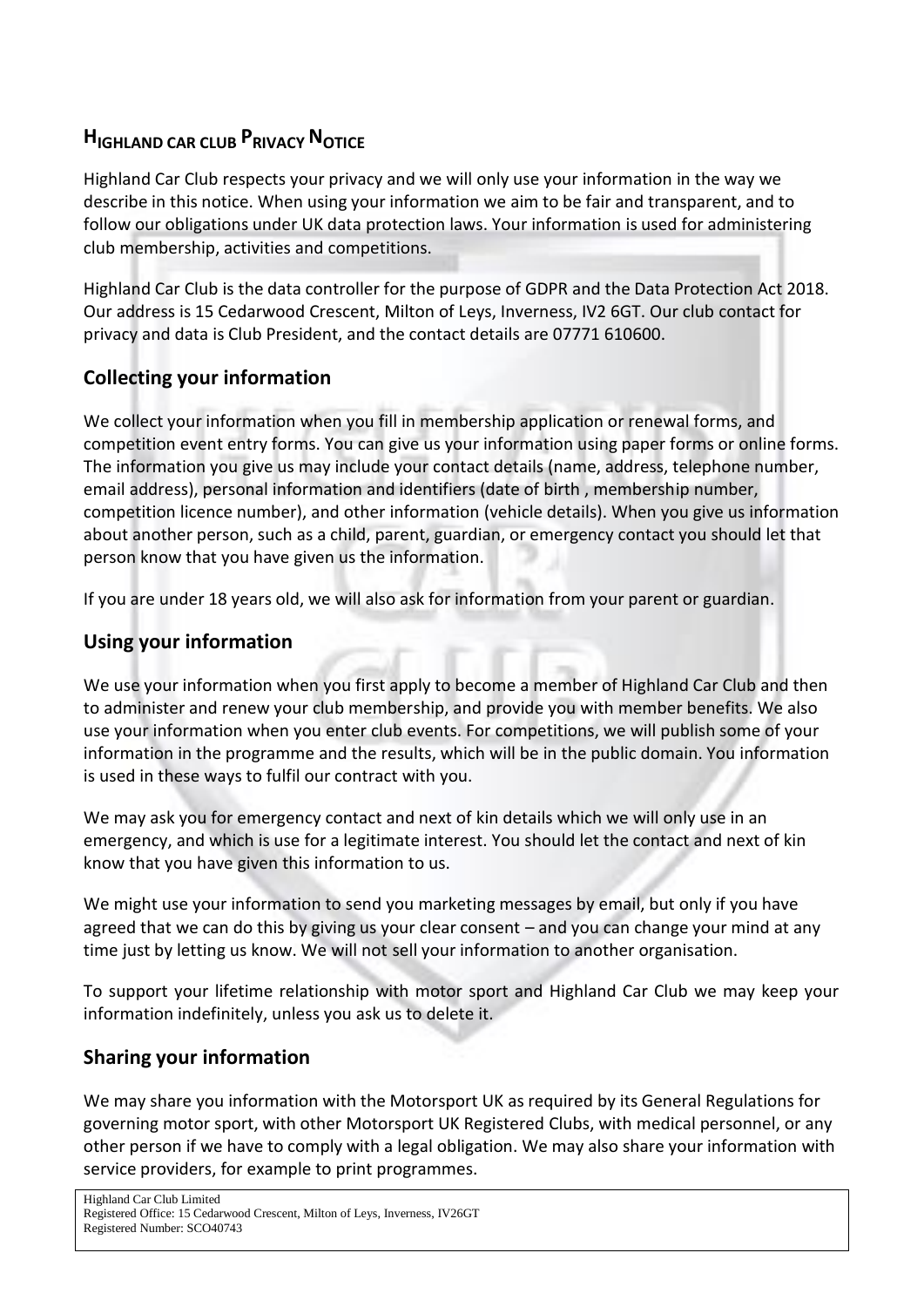# HIGHLAND CAR CLUB PRIVACY NOTICE

Highland Car Club respects your privacy and we will only use your information in the way we describe in this notice. When using your information we aim to be fair and transparent, and to follow our obligations under UK data protection laws. Your information is used for administering club membership, activities and competitions.

Highland Car Club is the data controller for the purpose of GDPR and the Data Protection Act 2018. Our address is 15 Cedarwood Crescent, Milton of Leys, Inverness, IV2 6GT. Our club contact for privacy and data is Club President, and the contact details are 07771 610600.

## Collecting your information

We collect your information when you fill in membership application or renewal forms, and competition event entry forms. You can give us your information using paper forms or online forms. The information you give us may include your contact details (name, address, telephone number, email address), personal information and identifiers (date of birth , membership number, competition licence number), and other information (vehicle details). When you give us information about another person, such as a child, parent, guardian, or emergency contact you should let that person know that you have given us the information.

If you are under 18 years old, we will also ask for information from your parent or guardian.

## Using your information

We use your information when you first apply to become a member of Highland Car Club and then to administer and renew your club membership, and provide you with member benefits. We also use your information when you enter club events. For competitions, we will publish some of your information in the programme and the results, which will be in the public domain. You information is used in these ways to fulfil our contract with you.

We may ask you for emergency contact and next of kin details which we will only use in an emergency, and which is use for a legitimate interest. You should let the contact and next of kin know that you have given this information to us.

We might use your information to send you marketing messages by email, but only if you have agreed that we can do this by giving us your clear consent – and you can change your mind at any time just by letting us know. We will not sell your information to another organisation.

To support your lifetime relationship with motor sport and Highland Car Club we may keep your information indefinitely, unless you ask us to delete it.

## Sharing your information

We may share you information with the Motorsport UK as required by its General Regulations for governing motor sport, with other Motorsport UK Registered Clubs, with medical personnel, or any other person if we have to comply with a legal obligation. We may also share your information with service providers, for example to print programmes.

Highland Car Club Limited
Registered Office: 15 Cedarwood Crescent, Milton of Leys, Inverness, IV26GT
Registered Number: SCO40743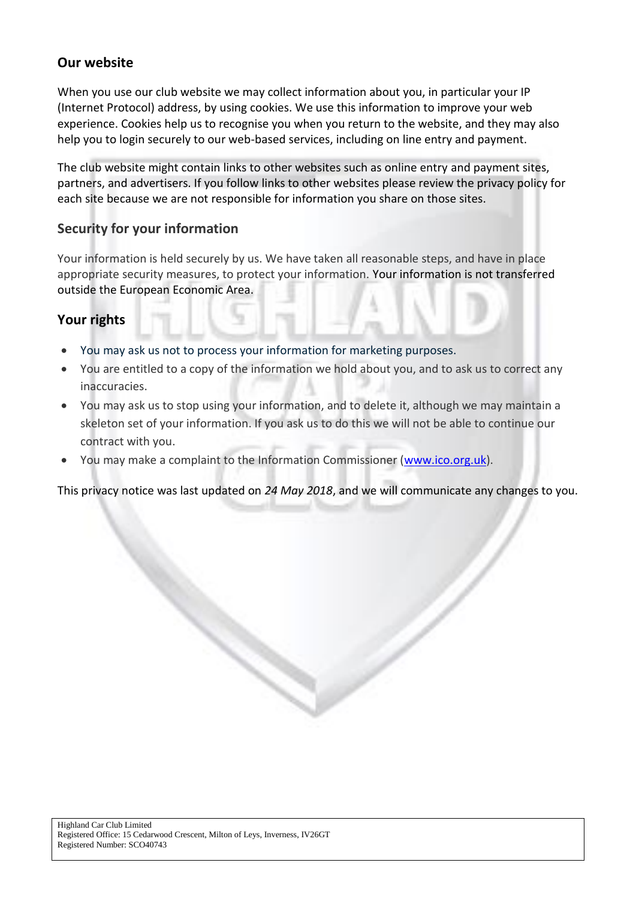## Our website

When you use our club website we may collect information about you, in particular your IP (Internet Protocol) address, by using cookies. We use this information to improve your web experience. Cookies help us to recognise you when you return to the website, and they may also help you to login securely to our web-based services, including on line entry and payment.

The club website might contain links to other websites such as online entry and payment sites, partners, and advertisers. If you follow links to other websites please review the privacy policy for each site because we are not responsible for information you share on those sites.

## Security for your information

Your information is held securely by us. We have taken all reasonable steps, and have in place appropriate security measures, to protect your information. Your information is not transferred outside the European Economic Area.

## Your rights

- You may ask us not to process your information for marketing purposes.
- You are entitled to a copy of the information we hold about you, and to ask us to correct any inaccuracies.
- You may ask us to stop using your information, and to delete it, although we may maintain a skeleton set of your information. If you ask us to do this we will not be able to continue our contract with you.
- You may make a complaint to the Information Commissioner ([www.ico.org.uk](www.ico.org.uk)).

This privacy notice was last updated on *24 May 2018*, and we will communicate any changes to you.

Highland Car Club Limited
Registered Office: 15 Cedarwood Crescent, Milton of Leys, Inverness, IV26GT
Registered Number: SCO40743